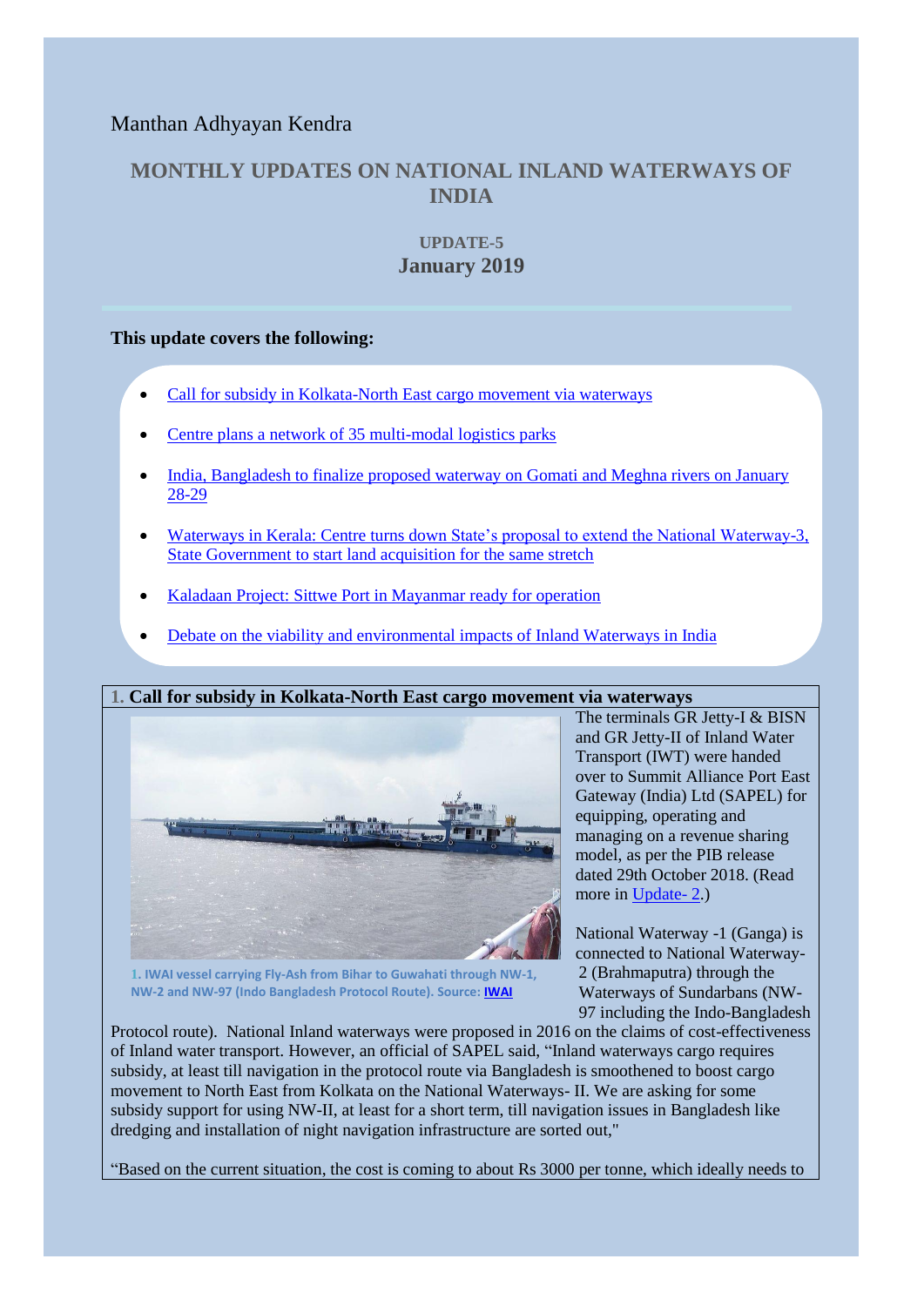Manthan Adhyayan Kendra

# MONTHLY UPDATES ON NATIONAL INLAND WATERWAYS OF INDIA

## UPDATE-5
## January 2019

**This update covers the following:**

- Call for subsidy in Kolkata-North East cargo movement via waterways
- Centre plans a network of 35 multi-modal logistics parks
- India, Bangladesh to finalize proposed waterway on Gomati and Meghna rivers on January 28-29
- Waterways in Kerala: Centre turns down State's proposal to extend the National Waterway-3, State Government to start land acquisition for the same stretch
- Kaladaan Project: Sittwe Port in Mayanmar ready for operation
- Debate on the viability and environmental impacts of Inland Waterways in India

### 1. Call for subsidy in Kolkata-North East cargo movement via waterways

1. IWAI vessel carrying Fly-Ash from Bihar to Guwahati through NW-1, NW-2 and NW-97 (Indo Bangladesh Protocol Route). Source: IWAI

The terminals GR Jetty-I & BISN and GR Jetty-II of Inland Water Transport (IWT) were handed over to Summit Alliance Port East Gateway (India) Ltd (SAPEL) for equipping, operating and managing on a revenue sharing model, as per the PIB release dated 29th October 2018. (Read more in Update- 2.)

National Waterway -1 (Ganga) is connected to National Waterway-2 (Brahmaputra) through the Waterways of Sundarbans (NW-97 including the Indo-Bangladesh Protocol route). National Inland waterways were proposed in 2016 on the claims of cost-effectiveness of Inland water transport. However, an official of SAPEL said, "Inland waterways cargo requires subsidy, at least till navigation in the protocol route via Bangladesh is smoothened to boost cargo movement to North East from Kolkata on the National Waterways- II. We are asking for some subsidy support for using NW-II, at least for a short term, till navigation issues in Bangladesh like dredging and installation of night navigation infrastructure are sorted out,"

"Based on the current situation, the cost is coming to about Rs 3000 per tonne, which ideally needs to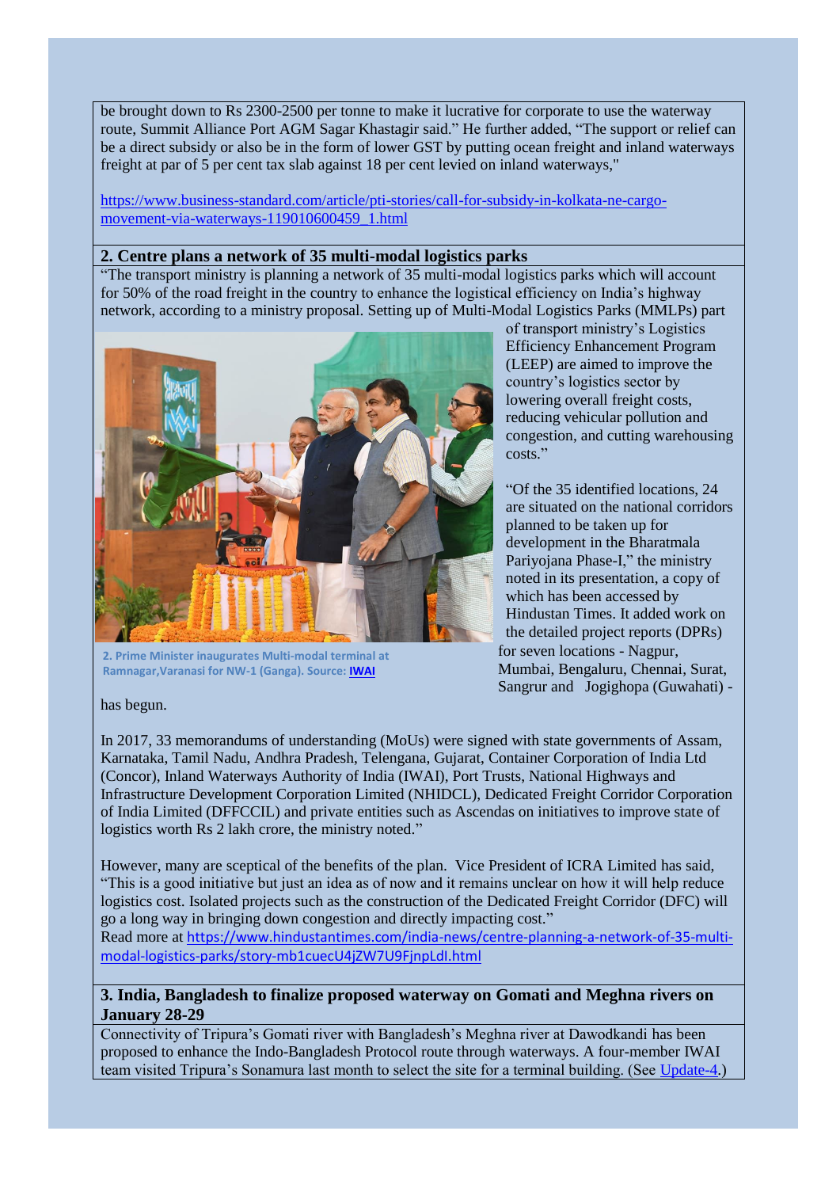be brought down to Rs 2300-2500 per tonne to make it lucrative for corporate to use the waterway route, Summit Alliance Port AGM Sagar Khastagir said." He further added, "The support or relief can be a direct subsidy or also be in the form of lower GST by putting ocean freight and inland waterways freight at par of 5 per cent tax slab against 18 per cent levied on inland waterways,"

https://www.business-standard.com/article/pti-stories/call-for-subsidy-in-kolkata-ne-cargo-movement-via-waterways-119010600459_1.html

## 2. Centre plans a network of 35 multi-modal logistics parks

"The transport ministry is planning a network of 35 multi-modal logistics parks which will account for 50% of the road freight in the country to enhance the logistical efficiency on India's highway network, according to a ministry proposal. Setting up of Multi-Modal Logistics Parks (MMLPs) part of transport ministry's Logistics Efficiency Enhancement Program (LEEP) are aimed to improve the country's logistics sector by lowering overall freight costs, reducing vehicular pollution and congestion, and cutting warehousing costs."

2. Prime Minister inaugurates Multi-modal terminal at Ramnagar,Varanasi for NW-1 (Ganga). Source: IWAI

"Of the 35 identified locations, 24 are situated on the national corridors planned to be taken up for development in the Bharatmala Pariyojana Phase-I," the ministry noted in its presentation, a copy of which has been accessed by Hindustan Times. It added work on the detailed project reports (DPRs) for seven locations - Nagpur, Mumbai, Bengaluru, Chennai, Surat, Sangrur and Jogighopa (Guwahati) - has begun.

In 2017, 33 memorandums of understanding (MoUs) were signed with state governments of Assam, Karnataka, Tamil Nadu, Andhra Pradesh, Telengana, Gujarat, Container Corporation of India Ltd (Concor), Inland Waterways Authority of India (IWAI), Port Trusts, National Highways and Infrastructure Development Corporation Limited (NHIDCL), Dedicated Freight Corridor Corporation of India Limited (DFFCCIL) and private entities such as Ascendas on initiatives to improve state of logistics worth Rs 2 lakh crore, the ministry noted."

However, many are sceptical of the benefits of the plan. Vice President of ICRA Limited has said, "This is a good initiative but just an idea as of now and it remains unclear on how it will help reduce logistics cost. Isolated projects such as the construction of the Dedicated Freight Corridor (DFC) will go a long way in bringing down congestion and directly impacting cost."
Read more at https://www.hindustantimes.com/india-news/centre-planning-a-network-of-35-multi-modal-logistics-parks/story-mb1cuecU4jZW7U9FjnpLdI.html

## 3. India, Bangladesh to finalize proposed waterway on Gomati and Meghna rivers on January 28-29

Connectivity of Tripura's Gomati river with Bangladesh's Meghna river at Dawodkandi has been proposed to enhance the Indo-Bangladesh Protocol route through waterways. A four-member IWAI team visited Tripura's Sonamura last month to select the site for a terminal building. (See Update-4.)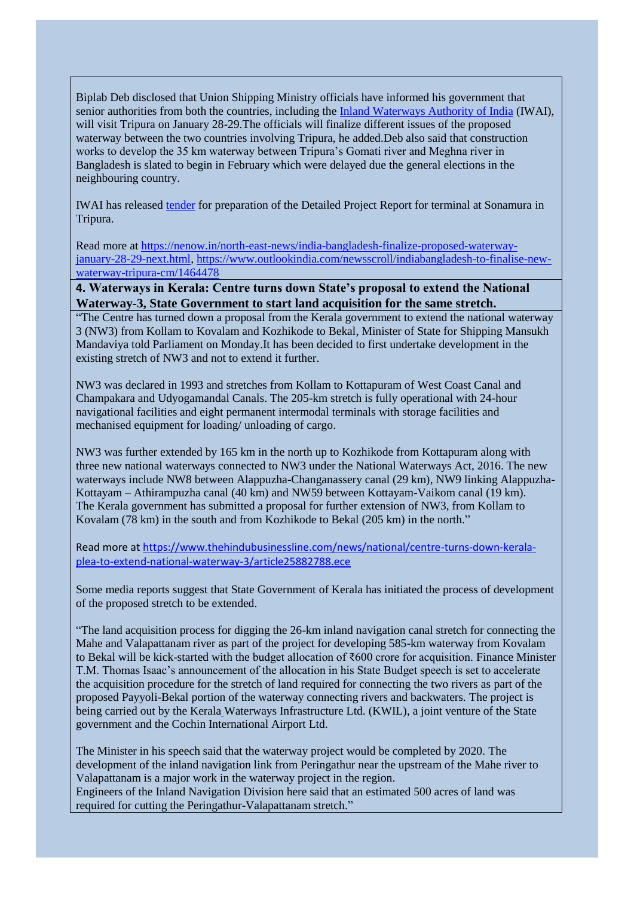Biplab Deb disclosed that Union Shipping Ministry officials have informed his government that senior authorities from both the countries, including the [Inland Waterways Authority of India](#) (IWAI), will visit Tripura on January 28-29.The officials will finalize different issues of the proposed waterway between the two countries involving Tripura, he added.Deb also said that construction works to develop the 35 km waterway between Tripura's Gomati river and Meghna river in Bangladesh is slated to begin in February which were delayed due the general elections in the neighbouring country.

IWAI has released [tender](#) for preparation of the Detailed Project Report for terminal at Sonamura in Tripura.

Read more at https://nenow.in/north-east-news/india-bangladesh-finalize-proposed-waterway-january-28-29-next.html, https://www.outlookindia.com/newsscroll/indiabangladesh-to-finalise-new-waterway-tripura-cm/1464478

**4. Waterways in Kerala: Centre turns down State's proposal to extend the National Waterway-3, State Government to start land acquisition for the same stretch.**

"The Centre has turned down a proposal from the Kerala government to extend the national waterway 3 (NW3) from Kollam to Kovalam and Kozhikode to Bekal, Minister of State for Shipping Mansukh Mandaviya told Parliament on Monday.It has been decided to first undertake development in the existing stretch of NW3 and not to extend it further.

NW3 was declared in 1993 and stretches from Kollam to Kottapuram of West Coast Canal and Champakara and Udyogamandal Canals. The 205-km stretch is fully operational with 24-hour navigational facilities and eight permanent intermodal terminals with storage facilities and mechanised equipment for loading/ unloading of cargo.

NW3 was further extended by 165 km in the north up to Kozhikode from Kottapuram along with three new national waterways connected to NW3 under the National Waterways Act, 2016. The new waterways include NW8 between Alappuzha-Changanassery canal (29 km), NW9 linking Alappuzha-Kottayam – Athirampuzha canal (40 km) and NW59 between Kottayam-Vaikom canal (19 km). The Kerala government has submitted a proposal for further extension of NW3, from Kollam to Kovalam (78 km) in the south and from Kozhikode to Bekal (205 km) in the north."

Read more at https://www.thehindubusinessline.com/news/national/centre-turns-down-kerala-plea-to-extend-national-waterway-3/article25882788.ece

Some media reports suggest that State Government of Kerala has initiated the process of development of the proposed stretch to be extended.

"The land acquisition process for digging the 26-km inland navigation canal stretch for connecting the Mahe and Valapattanam river as part of the project for developing 585-km waterway from Kovalam to Bekal will be kick-started with the budget allocation of ₹600 crore for acquisition. Finance Minister T.M. Thomas Isaac's announcement of the allocation in his State Budget speech is set to accelerate the acquisition procedure for the stretch of land required for connecting the two rivers as part of the proposed Payyoli-Bekal portion of the waterway connecting rivers and backwaters. The project is being carried out by the Kerala Waterways Infrastructure Ltd. (KWIL), a joint venture of the State government and the Cochin International Airport Ltd.

The Minister in his speech said that the waterway project would be completed by 2020. The development of the inland navigation link from Peringathur near the upstream of the Mahe river to Valapattanam is a major work in the waterway project in the region.
Engineers of the Inland Navigation Division here said that an estimated 500 acres of land was required for cutting the Peringathur-Valapattanam stretch."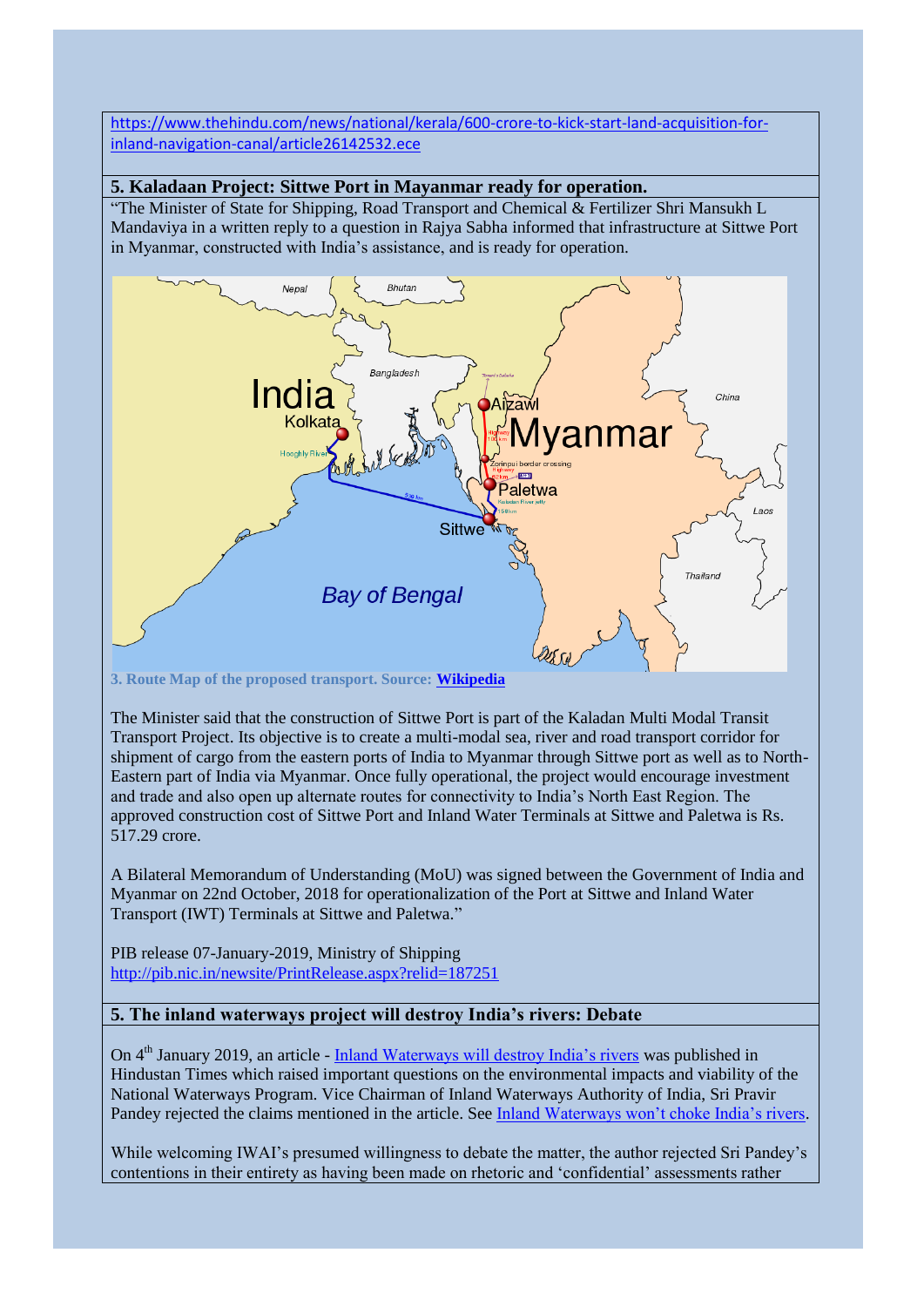https://www.thehindu.com/news/national/kerala/600-crore-to-kick-start-land-acquisition-for-inland-navigation-canal/article26142532.ece

## 5. Kaladaan Project: Sittwe Port in Mayanmar ready for operation.

"The Minister of State for Shipping, Road Transport and Chemical & Fertilizer Shri Mansukh L Mandaviya in a written reply to a question in Rajya Sabha informed that infrastructure at Sittwe Port in Myanmar, constructed with India's assistance, and is ready for operation.

**3. Route Map of the proposed transport. Source: Wikipedia**

The Minister said that the construction of Sittwe Port is part of the Kaladan Multi Modal Transit Transport Project. Its objective is to create a multi-modal sea, river and road transport corridor for shipment of cargo from the eastern ports of India to Myanmar through Sittwe port as well as to North-Eastern part of India via Myanmar. Once fully operational, the project would encourage investment and trade and also open up alternate routes for connectivity to India's North East Region. The approved construction cost of Sittwe Port and Inland Water Terminals at Sittwe and Paletwa is Rs. 517.29 crore.

A Bilateral Memorandum of Understanding (MoU) was signed between the Government of India and Myanmar on 22nd October, 2018 for operationalization of the Port at Sittwe and Inland Water Transport (IWT) Terminals at Sittwe and Paletwa."

PIB release 07-January-2019, Ministry of Shipping
http://pib.nic.in/newsite/PrintRelease.aspx?relid=187251

## 5. The inland waterways project will destroy India's rivers: Debate

On 4th January 2019, an article - Inland Waterways will destroy India's rivers was published in Hindustan Times which raised important questions on the environmental impacts and viability of the National Waterways Program. Vice Chairman of Inland Waterways Authority of India, Sri Pravir Pandey rejected the claims mentioned in the article. See Inland Waterways won't choke India's rivers.

While welcoming IWAI's presumed willingness to debate the matter, the author rejected Sri Pandey's contentions in their entirety as having been made on rhetoric and 'confidential' assessments rather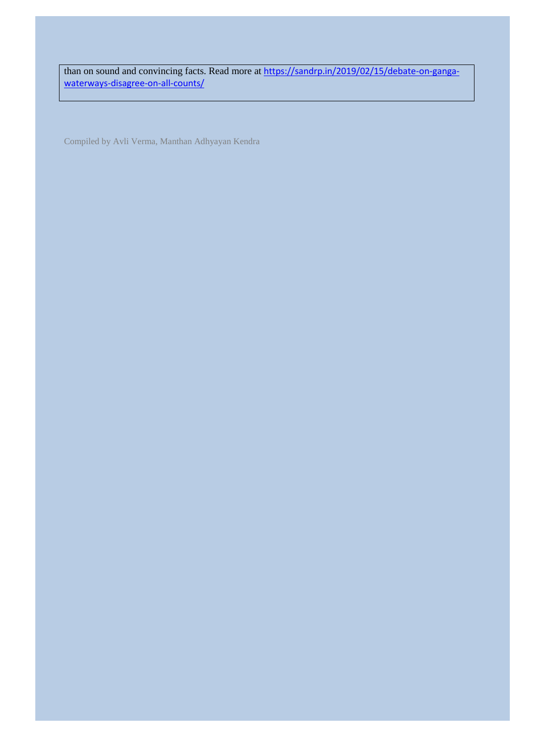than on sound and convincing facts. Read more at https://sandrp.in/2019/02/15/debate-on-ganga-waterways-disagree-on-all-counts/

Compiled by Avli Verma, Manthan Adhyayan Kendra